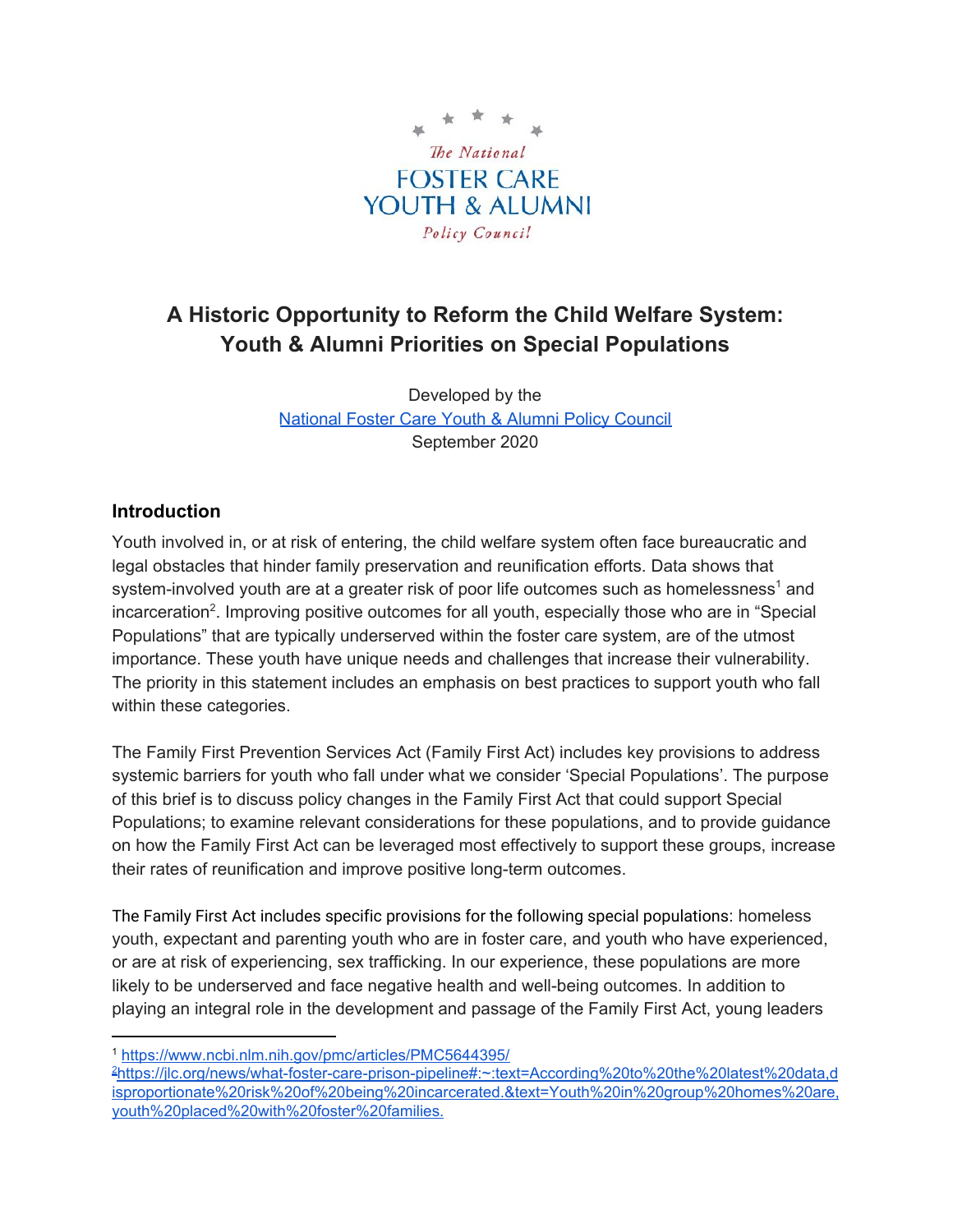The National FOSTER CARE YOUTH & ALUMNI Policy Council

# A Historic Opportunity to Reform the Child Welfare System: Youth & Alumni Priorities on Special Populations

Developed by the
[National Foster Care Youth & Alumni Policy Council](#)
September 2020

## Introduction

Youth involved in, or at risk of entering, the child welfare system often face bureaucratic and legal obstacles that hinder family preservation and reunification efforts. Data shows that system-involved youth are at a greater risk of poor life outcomes such as homelessness[1] and incarceration[2]. Improving positive outcomes for all youth, especially those who are in "Special Populations" that are typically underserved within the foster care system, are of the utmost importance. These youth have unique needs and challenges that increase their vulnerability. The priority in this statement includes an emphasis on best practices to support youth who fall within these categories.

The Family First Prevention Services Act (Family First Act) includes key provisions to address systemic barriers for youth who fall under what we consider 'Special Populations'. The purpose of this brief is to discuss policy changes in the Family First Act that could support Special Populations; to examine relevant considerations for these populations, and to provide guidance on how the Family First Act can be leveraged most effectively to support these groups, increase their rates of reunification and improve positive long-term outcomes.

The Family First Act includes specific provisions for the following special populations: homeless youth, expectant and parenting youth who are in foster care, and youth who have experienced, or are at risk of experiencing, sex trafficking. In our experience, these populations are more likely to be underserved and face negative health and well-being outcomes. In addition to playing an integral role in the development and passage of the Family First Act, young leaders

---

[1] https://www.ncbi.nlm.nih.gov/pmc/articles/PMC5644395/

[2] https://jlc.org/news/what-foster-care-prison-pipeline#:~:text=According%20to%20the%20latest%20data,disproportionate%20risk%20of%20being%20incarcerated.&text=Youth%20in%20group%20homes%20are,youth%20placed%20with%20foster%20families.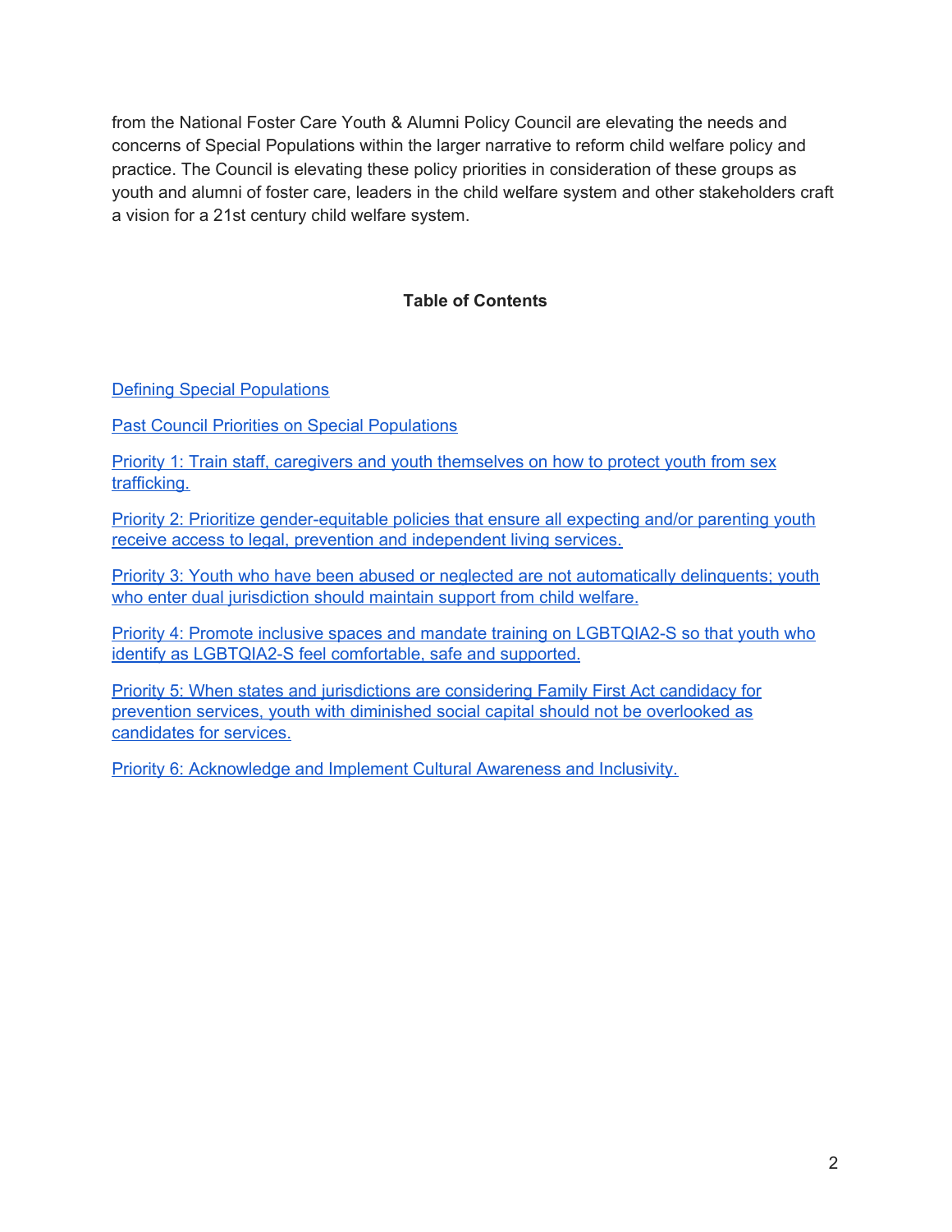from the National Foster Care Youth & Alumni Policy Council are elevating the needs and concerns of Special Populations within the larger narrative to reform child welfare policy and practice. The Council is elevating these policy priorities in consideration of these groups as youth and alumni of foster care, leaders in the child welfare system and other stakeholders craft a vision for a 21st century child welfare system.

**Table of Contents**

Defining Special Populations

Past Council Priorities on Special Populations

Priority 1: Train staff, caregivers and youth themselves on how to protect youth from sex trafficking.

Priority 2: Prioritize gender-equitable policies that ensure all expecting and/or parenting youth receive access to legal, prevention and independent living services.

Priority 3: Youth who have been abused or neglected are not automatically delinquents; youth who enter dual jurisdiction should maintain support from child welfare.

Priority 4: Promote inclusive spaces and mandate training on LGBTQIA2-S so that youth who identify as LGBTQIA2-S feel comfortable, safe and supported.

Priority 5: When states and jurisdictions are considering Family First Act candidacy for prevention services, youth with diminished social capital should not be overlooked as candidates for services.

Priority 6: Acknowledge and Implement Cultural Awareness and Inclusivity.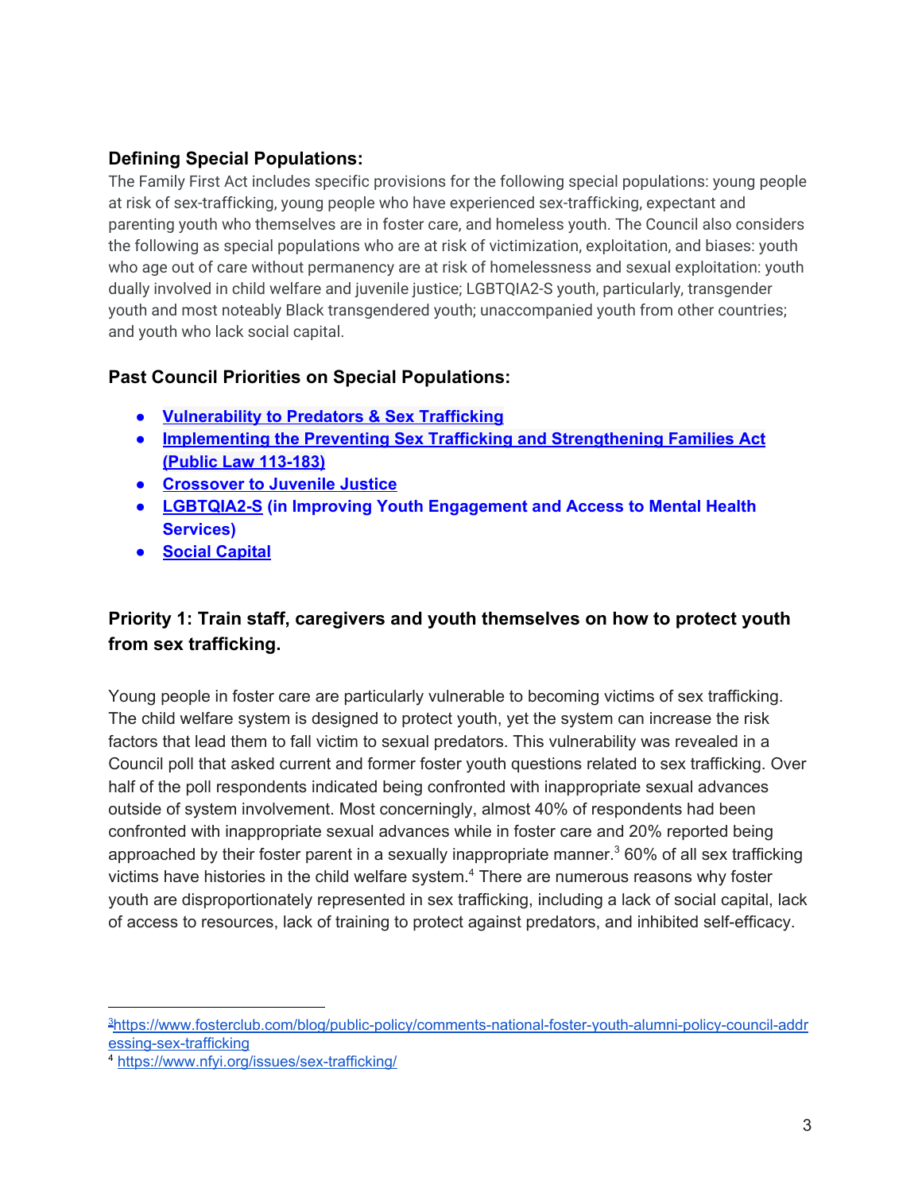### Defining Special Populations:

The Family First Act includes specific provisions for the following special populations: young people at risk of sex-trafficking, young people who have experienced sex-trafficking, expectant and parenting youth who themselves are in foster care, and homeless youth. The Council also considers the following as special populations who are at risk of victimization, exploitation, and biases: youth who age out of care without permanency are at risk of homelessness and sexual exploitation: youth dually involved in child welfare and juvenile justice; LGBTQIA2-S youth, particularly, transgender youth and most noteably Black transgendered youth; unaccompanied youth from other countries; and youth who lack social capital.

### Past Council Priorities on Special Populations:

- **Vulnerability to Predators & Sex Trafficking**
- **Implementing the Preventing Sex Trafficking and Strengthening Families Act (Public Law 113-183)**
- **Crossover to Juvenile Justice**
- **LGBTQIA2-S (in Improving Youth Engagement and Access to Mental Health Services)**
- **Social Capital**

### Priority 1: Train staff, caregivers and youth themselves on how to protect youth from sex trafficking.

Young people in foster care are particularly vulnerable to becoming victims of sex trafficking. The child welfare system is designed to protect youth, yet the system can increase the risk factors that lead them to fall victim to sexual predators. This vulnerability was revealed in a Council poll that asked current and former foster youth questions related to sex trafficking. Over half of the poll respondents indicated being confronted with inappropriate sexual advances outside of system involvement. Most concerningly, almost 40% of respondents had been confronted with inappropriate sexual advances while in foster care and 20% reported being approached by their foster parent in a sexually inappropriate manner.[3] 60% of all sex trafficking victims have histories in the child welfare system.[4] There are numerous reasons why foster youth are disproportionately represented in sex trafficking, including a lack of social capital, lack of access to resources, lack of training to protect against predators, and inhibited self-efficacy.

---

[3] https://www.fosterclub.com/blog/public-policy/comments-national-foster-youth-alumni-policy-council-addressing-sex-trafficking

[4] https://www.nfyi.org/issues/sex-trafficking/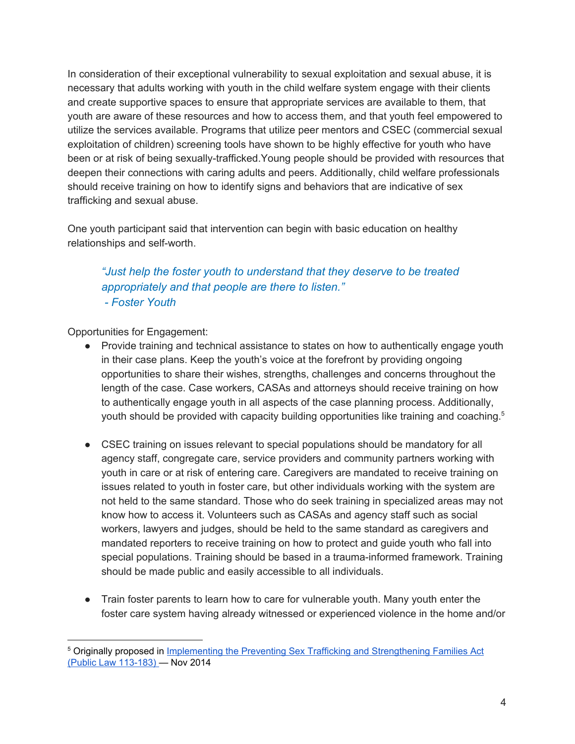In consideration of their exceptional vulnerability to sexual exploitation and sexual abuse, it is necessary that adults working with youth in the child welfare system engage with their clients and create supportive spaces to ensure that appropriate services are available to them, that youth are aware of these resources and how to access them, and that youth feel empowered to utilize the services available. Programs that utilize peer mentors and CSEC (commercial sexual exploitation of children) screening tools have shown to be highly effective for youth who have been or at risk of being sexually-trafficked.Young people should be provided with resources that deepen their connections with caring adults and peers. Additionally, child welfare professionals should receive training on how to identify signs and behaviors that are indicative of sex trafficking and sexual abuse.

One youth participant said that intervention can begin with basic education on healthy relationships and self-worth.

> *"Just help the foster youth to understand that they deserve to be treated appropriately and that people are there to listen."*
> *- Foster Youth*

Opportunities for Engagement:

- Provide training and technical assistance to states on how to authentically engage youth in their case plans. Keep the youth's voice at the forefront by providing ongoing opportunities to share their wishes, strengths, challenges and concerns throughout the length of the case. Case workers, CASAs and attorneys should receive training on how to authentically engage youth in all aspects of the case planning process. Additionally, youth should be provided with capacity building opportunities like training and coaching.[5]

- CSEC training on issues relevant to special populations should be mandatory for all agency staff, congregate care, service providers and community partners working with youth in care or at risk of entering care. Caregivers are mandated to receive training on issues related to youth in foster care, but other individuals working with the system are not held to the same standard. Those who do seek training in specialized areas may not know how to access it. Volunteers such as CASAs and agency staff such as social workers, lawyers and judges, should be held to the same standard as caregivers and mandated reporters to receive training on how to protect and guide youth who fall into special populations. Training should be based in a trauma-informed framework. Training should be made public and easily accessible to all individuals.

- Train foster parents to learn how to care for vulnerable youth. Many youth enter the foster care system having already witnessed or experienced violence in the home and/or

[5] Originally proposed in Implementing the Preventing Sex Trafficking and Strengthening Families Act (Public Law 113-183) — Nov 2014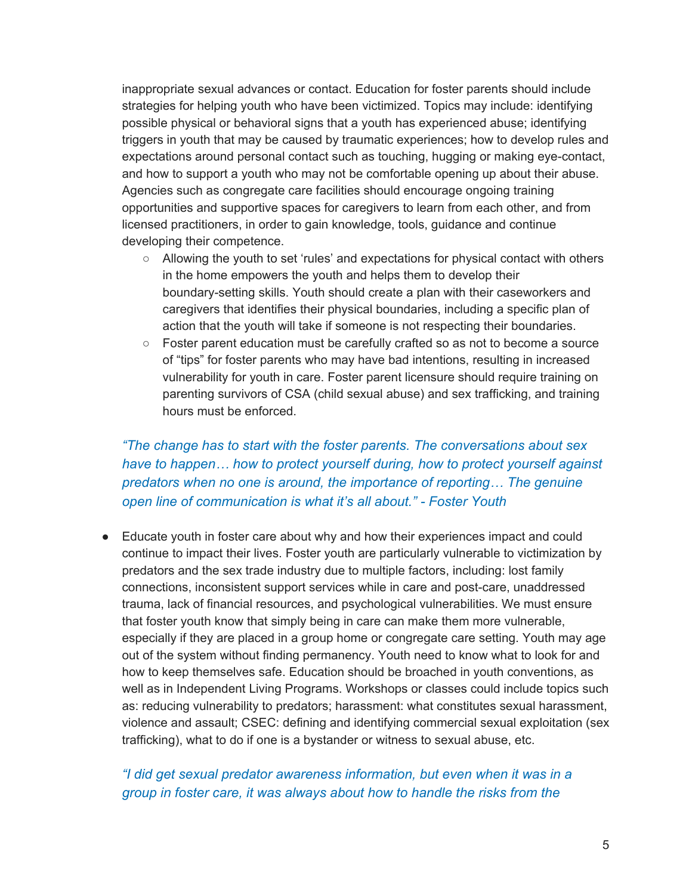inappropriate sexual advances or contact. Education for foster parents should include strategies for helping youth who have been victimized. Topics may include: identifying possible physical or behavioral signs that a youth has experienced abuse; identifying triggers in youth that may be caused by traumatic experiences; how to develop rules and expectations around personal contact such as touching, hugging or making eye-contact, and how to support a youth who may not be comfortable opening up about their abuse. Agencies such as congregate care facilities should encourage ongoing training opportunities and supportive spaces for caregivers to learn from each other, and from licensed practitioners, in order to gain knowledge, tools, guidance and continue developing their competence.

   - Allowing the youth to set 'rules' and expectations for physical contact with others in the home empowers the youth and helps them to develop their boundary-setting skills. Youth should create a plan with their caseworkers and caregivers that identifies their physical boundaries, including a specific plan of action that the youth will take if someone is not respecting their boundaries.
   - Foster parent education must be carefully crafted so as not to become a source of "tips" for foster parents who may have bad intentions, resulting in increased vulnerability for youth in care. Foster parent licensure should require training on parenting survivors of CSA (child sexual abuse) and sex trafficking, and training hours must be enforced.

*"The change has to start with the foster parents. The conversations about sex have to happen… how to protect yourself during, how to protect yourself against predators when no one is around, the importance of reporting… The genuine open line of communication is what it's all about." - Foster Youth*

- Educate youth in foster care about why and how their experiences impact and could continue to impact their lives. Foster youth are particularly vulnerable to victimization by predators and the sex trade industry due to multiple factors, including: lost family connections, inconsistent support services while in care and post-care, unaddressed trauma, lack of financial resources, and psychological vulnerabilities. We must ensure that foster youth know that simply being in care can make them more vulnerable, especially if they are placed in a group home or congregate care setting. Youth may age out of the system without finding permanency. Youth need to know what to look for and how to keep themselves safe. Education should be broached in youth conventions, as well as in Independent Living Programs. Workshops or classes could include topics such as: reducing vulnerability to predators; harassment: what constitutes sexual harassment, violence and assault; CSEC: defining and identifying commercial sexual exploitation (sex trafficking), what to do if one is a bystander or witness to sexual abuse, etc.

*"I did get sexual predator awareness information, but even when it was in a group in foster care, it was always about how to handle the risks from the*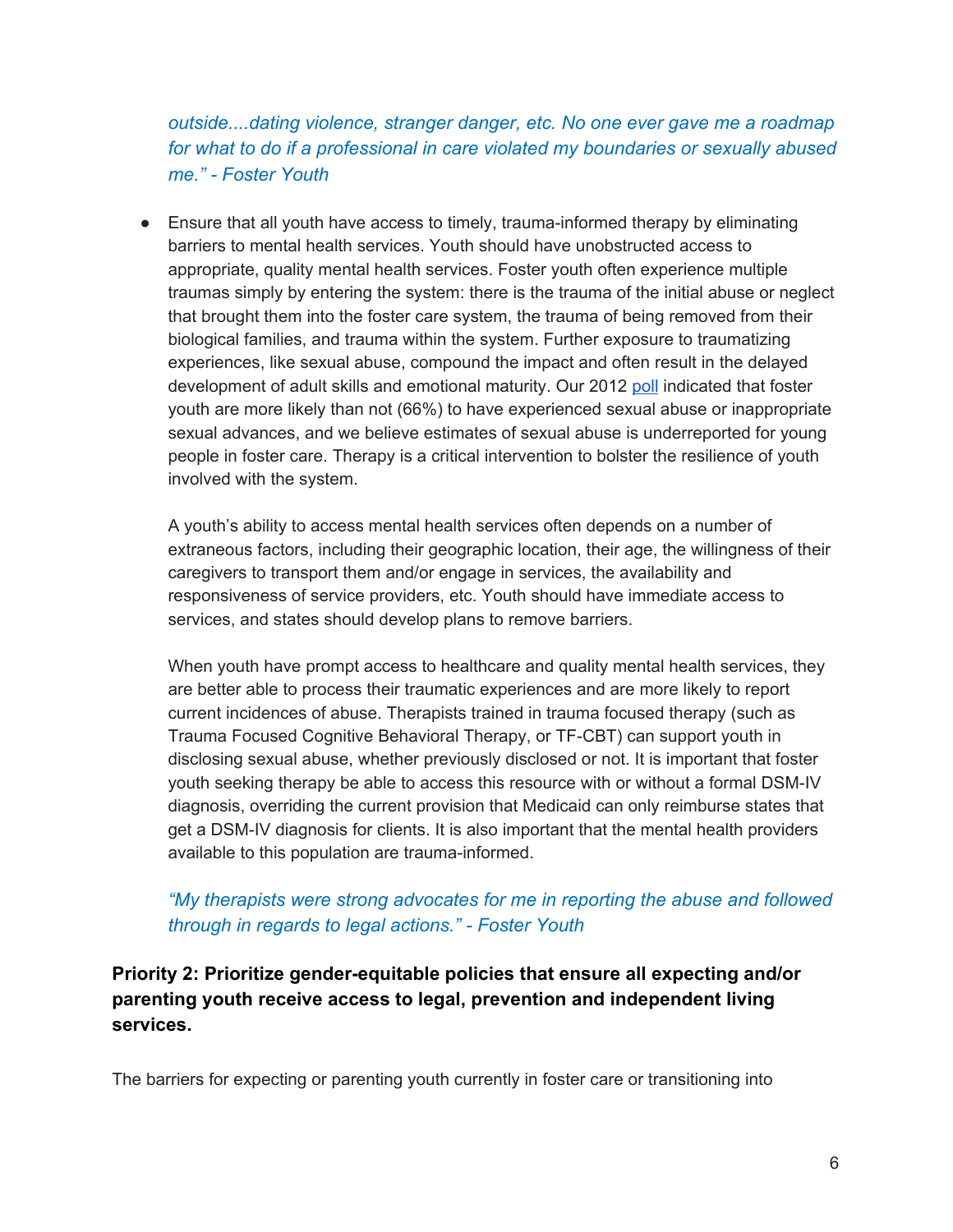*outside....dating violence, stranger danger, etc. No one ever gave me a roadmap for what to do if a professional in care violated my boundaries or sexually abused me." - Foster Youth*

- Ensure that all youth have access to timely, trauma-informed therapy by eliminating barriers to mental health services. Youth should have unobstructed access to appropriate, quality mental health services. Foster youth often experience multiple traumas simply by entering the system: there is the trauma of the initial abuse or neglect that brought them into the foster care system, the trauma of being removed from their biological families, and trauma within the system. Further exposure to traumatizing experiences, like sexual abuse, compound the impact and often result in the delayed development of adult skills and emotional maturity. Our 2012 poll indicated that foster youth are more likely than not (66%) to have experienced sexual abuse or inappropriate sexual advances, and we believe estimates of sexual abuse is underreported for young people in foster care. Therapy is a critical intervention to bolster the resilience of youth involved with the system.

  A youth's ability to access mental health services often depends on a number of extraneous factors, including their geographic location, their age, the willingness of their caregivers to transport them and/or engage in services, the availability and responsiveness of service providers, etc. Youth should have immediate access to services, and states should develop plans to remove barriers.

  When youth have prompt access to healthcare and quality mental health services, they are better able to process their traumatic experiences and are more likely to report current incidences of abuse. Therapists trained in trauma focused therapy (such as Trauma Focused Cognitive Behavioral Therapy, or TF-CBT) can support youth in disclosing sexual abuse, whether previously disclosed or not. It is important that foster youth seeking therapy be able to access this resource with or without a formal DSM-IV diagnosis, overriding the current provision that Medicaid can only reimburse states that get a DSM-IV diagnosis for clients. It is also important that the mental health providers available to this population are trauma-informed.

  *"My therapists were strong advocates for me in reporting the abuse and followed through in regards to legal actions." - Foster Youth*

**Priority 2: Prioritize gender-equitable policies that ensure all expecting and/or parenting youth receive access to legal, prevention and independent living services.**

The barriers for expecting or parenting youth currently in foster care or transitioning into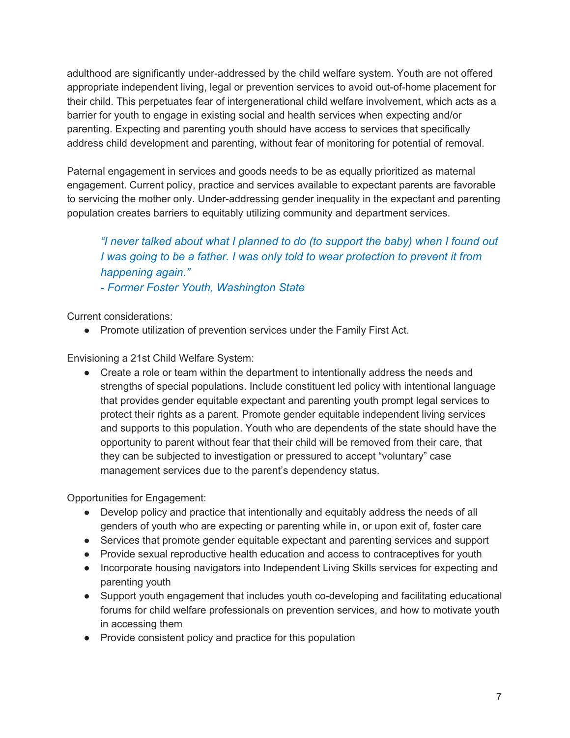adulthood are significantly under-addressed by the child welfare system. Youth are not offered appropriate independent living, legal or prevention services to avoid out-of-home placement for their child. This perpetuates fear of intergenerational child welfare involvement, which acts as a barrier for youth to engage in existing social and health services when expecting and/or parenting. Expecting and parenting youth should have access to services that specifically address child development and parenting, without fear of monitoring for potential of removal.

Paternal engagement in services and goods needs to be as equally prioritized as maternal engagement. Current policy, practice and services available to expectant parents are favorable to servicing the mother only. Under-addressing gender inequality in the expectant and parenting population creates barriers to equitably utilizing community and department services.

> *"I never talked about what I planned to do (to support the baby) when I found out I was going to be a father. I was only told to wear protection to prevent it from happening again."*
> *- Former Foster Youth, Washington State*

Current considerations:

- Promote utilization of prevention services under the Family First Act.

Envisioning a 21st Child Welfare System:

- Create a role or team within the department to intentionally address the needs and strengths of special populations. Include constituent led policy with intentional language that provides gender equitable expectant and parenting youth prompt legal services to protect their rights as a parent. Promote gender equitable independent living services and supports to this population. Youth who are dependents of the state should have the opportunity to parent without fear that their child will be removed from their care, that they can be subjected to investigation or pressured to accept "voluntary" case management services due to the parent's dependency status.

Opportunities for Engagement:

- Develop policy and practice that intentionally and equitably address the needs of all genders of youth who are expecting or parenting while in, or upon exit of, foster care
- Services that promote gender equitable expectant and parenting services and support
- Provide sexual reproductive health education and access to contraceptives for youth
- Incorporate housing navigators into Independent Living Skills services for expecting and parenting youth
- Support youth engagement that includes youth co-developing and facilitating educational forums for child welfare professionals on prevention services, and how to motivate youth in accessing them
- Provide consistent policy and practice for this population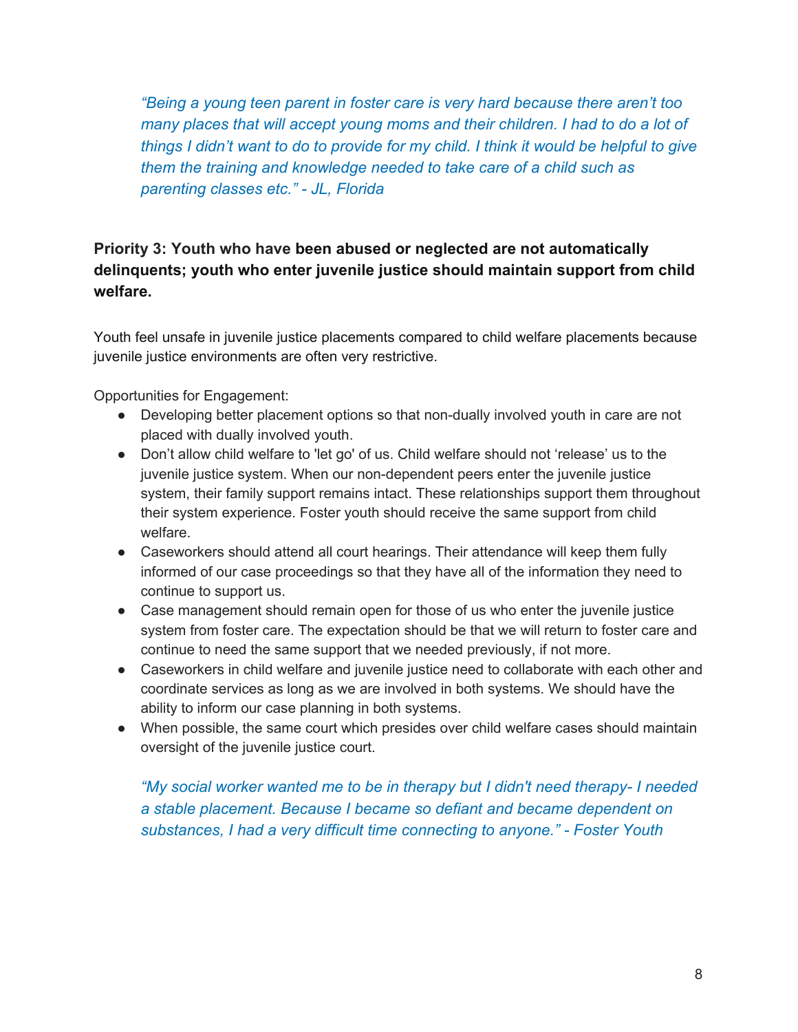*"Being a young teen parent in foster care is very hard because there aren't too many places that will accept young moms and their children. I had to do a lot of things I didn't want to do to provide for my child. I think it would be helpful to give them the training and knowledge needed to take care of a child such as parenting classes etc." - JL, Florida*

**Priority 3: Youth who have been abused or neglected are not automatically delinquents; youth who enter juvenile justice should maintain support from child welfare.**

Youth feel unsafe in juvenile justice placements compared to child welfare placements because juvenile justice environments are often very restrictive.

Opportunities for Engagement:

- Developing better placement options so that non-dually involved youth in care are not placed with dually involved youth.
- Don't allow child welfare to 'let go' of us. Child welfare should not 'release' us to the juvenile justice system. When our non-dependent peers enter the juvenile justice system, their family support remains intact. These relationships support them throughout their system experience. Foster youth should receive the same support from child welfare.
- Caseworkers should attend all court hearings. Their attendance will keep them fully informed of our case proceedings so that they have all of the information they need to continue to support us.
- Case management should remain open for those of us who enter the juvenile justice system from foster care. The expectation should be that we will return to foster care and continue to need the same support that we needed previously, if not more.
- Caseworkers in child welfare and juvenile justice need to collaborate with each other and coordinate services as long as we are involved in both systems. We should have the ability to inform our case planning in both systems.
- When possible, the same court which presides over child welfare cases should maintain oversight of the juvenile justice court.

*"My social worker wanted me to be in therapy but I didn't need therapy- I needed a stable placement. Because I became so defiant and became dependent on substances, I had a very difficult time connecting to anyone." - Foster Youth*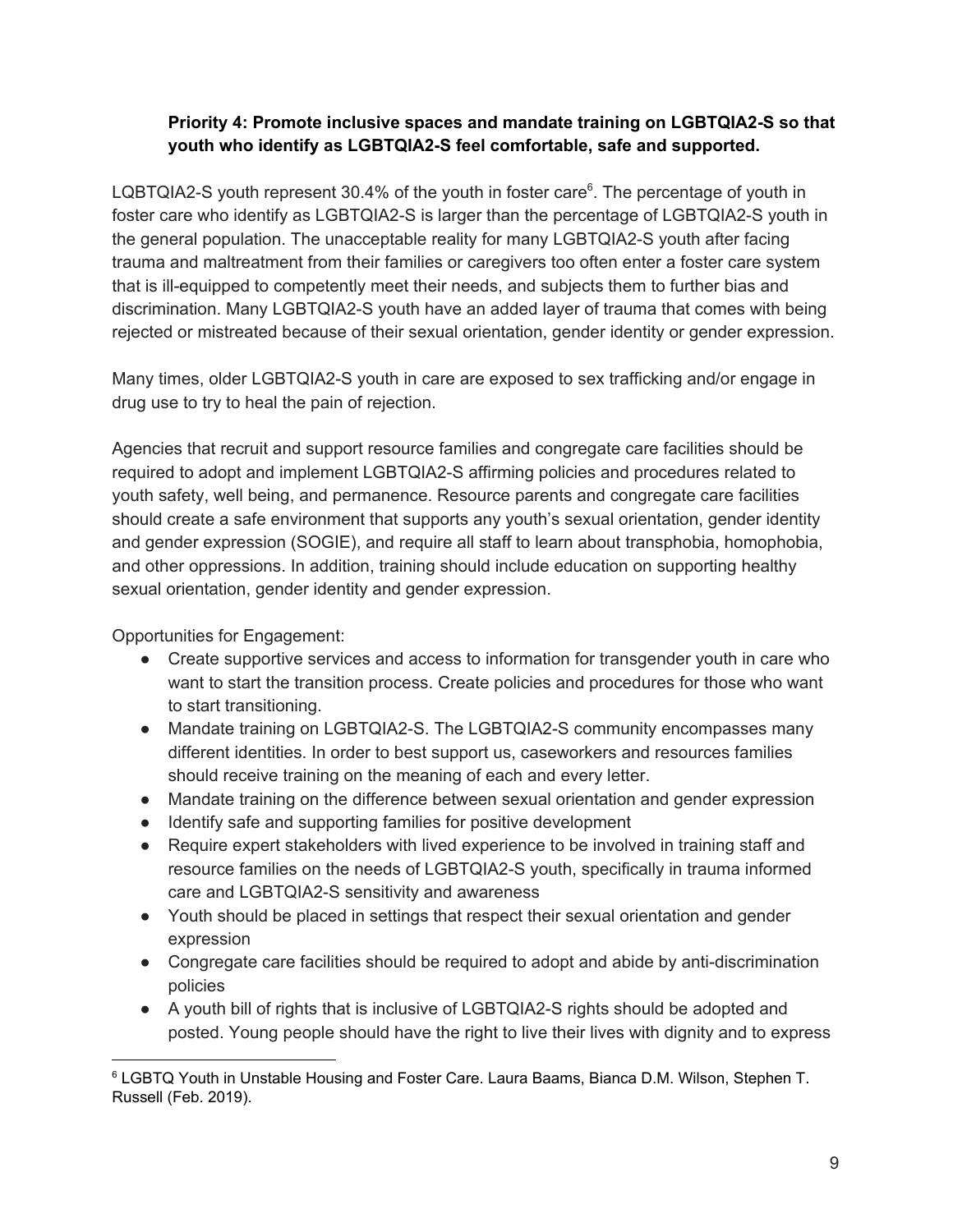**Priority 4: Promote inclusive spaces and mandate training on LGBTQIA2-S so that youth who identify as LGBTQIA2-S feel comfortable, safe and supported.**

LQBTQIA2-S youth represent 30.4% of the youth in foster care[6]. The percentage of youth in foster care who identify as LGBTQIA2-S is larger than the percentage of LGBTQIA2-S youth in the general population. The unacceptable reality for many LGBTQIA2-S youth after facing trauma and maltreatment from their families or caregivers too often enter a foster care system that is ill-equipped to competently meet their needs, and subjects them to further bias and discrimination. Many LGBTQIA2-S youth have an added layer of trauma that comes with being rejected or mistreated because of their sexual orientation, gender identity or gender expression.

Many times, older LGBTQIA2-S youth in care are exposed to sex trafficking and/or engage in drug use to try to heal the pain of rejection.

Agencies that recruit and support resource families and congregate care facilities should be required to adopt and implement LGBTQIA2-S affirming policies and procedures related to youth safety, well being, and permanence. Resource parents and congregate care facilities should create a safe environment that supports any youth's sexual orientation, gender identity and gender expression (SOGIE), and require all staff to learn about transphobia, homophobia, and other oppressions. In addition, training should include education on supporting healthy sexual orientation, gender identity and gender expression.

Opportunities for Engagement:

- Create supportive services and access to information for transgender youth in care who want to start the transition process. Create policies and procedures for those who want to start transitioning.
- Mandate training on LGBTQIA2-S. The LGBTQIA2-S community encompasses many different identities. In order to best support us, caseworkers and resources families should receive training on the meaning of each and every letter.
- Mandate training on the difference between sexual orientation and gender expression
- Identify safe and supporting families for positive development
- Require expert stakeholders with lived experience to be involved in training staff and resource families on the needs of LGBTQIA2-S youth, specifically in trauma informed care and LGBTQIA2-S sensitivity and awareness
- Youth should be placed in settings that respect their sexual orientation and gender expression
- Congregate care facilities should be required to adopt and abide by anti-discrimination policies
- A youth bill of rights that is inclusive of LGBTQIA2-S rights should be adopted and posted. Young people should have the right to live their lives with dignity and to express

[6] LGBTQ Youth in Unstable Housing and Foster Care. Laura Baams, Bianca D.M. Wilson, Stephen T. Russell (Feb. 2019).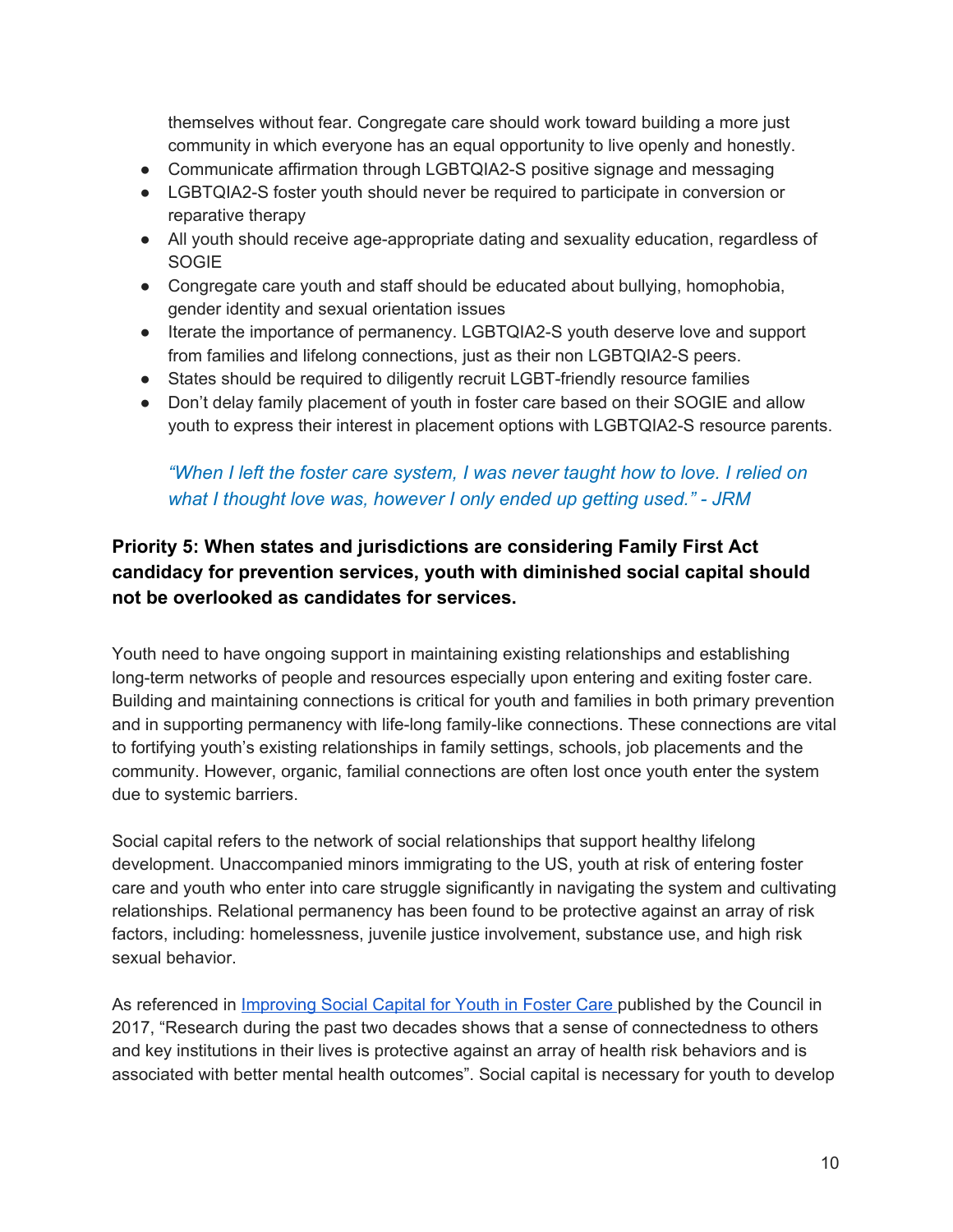themselves without fear. Congregate care should work toward building a more just community in which everyone has an equal opportunity to live openly and honestly.

- Communicate affirmation through LGBTQIA2-S positive signage and messaging
- LGBTQIA2-S foster youth should never be required to participate in conversion or reparative therapy
- All youth should receive age-appropriate dating and sexuality education, regardless of SOGIE
- Congregate care youth and staff should be educated about bullying, homophobia, gender identity and sexual orientation issues
- Iterate the importance of permanency. LGBTQIA2-S youth deserve love and support from families and lifelong connections, just as their non LGBTQIA2-S peers.
- States should be required to diligently recruit LGBT-friendly resource families
- Don't delay family placement of youth in foster care based on their SOGIE and allow youth to express their interest in placement options with LGBTQIA2-S resource parents.

> *"When I left the foster care system, I was never taught how to love. I relied on what I thought love was, however I only ended up getting used." - JRM*

**Priority 5: When states and jurisdictions are considering Family First Act candidacy for prevention services, youth with diminished social capital should not be overlooked as candidates for services.**

Youth need to have ongoing support in maintaining existing relationships and establishing long-term networks of people and resources especially upon entering and exiting foster care. Building and maintaining connections is critical for youth and families in both primary prevention and in supporting permanency with life-long family-like connections. These connections are vital to fortifying youth's existing relationships in family settings, schools, job placements and the community. However, organic, familial connections are often lost once youth enter the system due to systemic barriers.

Social capital refers to the network of social relationships that support healthy lifelong development. Unaccompanied minors immigrating to the US, youth at risk of entering foster care and youth who enter into care struggle significantly in navigating the system and cultivating relationships. Relational permanency has been found to be protective against an array of risk factors, including: homelessness, juvenile justice involvement, substance use, and high risk sexual behavior.

As referenced in Improving Social Capital for Youth in Foster Care published by the Council in 2017, "Research during the past two decades shows that a sense of connectedness to others and key institutions in their lives is protective against an array of health risk behaviors and is associated with better mental health outcomes". Social capital is necessary for youth to develop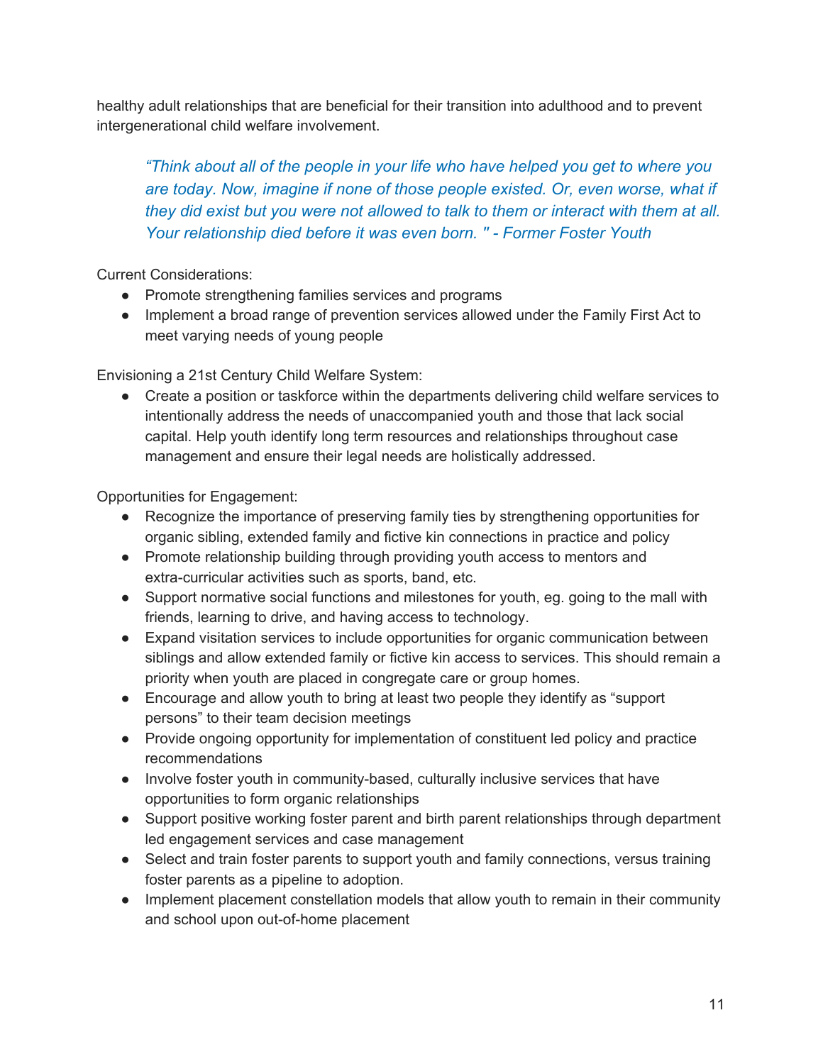healthy adult relationships that are beneficial for their transition into adulthood and to prevent intergenerational child welfare involvement.

> *"Think about all of the people in your life who have helped you get to where you are today. Now, imagine if none of those people existed. Or, even worse, what if they did exist but you were not allowed to talk to them or interact with them at all. Your relationship died before it was even born. " - Former Foster Youth*

Current Considerations:

- Promote strengthening families services and programs
- Implement a broad range of prevention services allowed under the Family First Act to meet varying needs of young people

Envisioning a 21st Century Child Welfare System:

- Create a position or taskforce within the departments delivering child welfare services to intentionally address the needs of unaccompanied youth and those that lack social capital. Help youth identify long term resources and relationships throughout case management and ensure their legal needs are holistically addressed.

Opportunities for Engagement:

- Recognize the importance of preserving family ties by strengthening opportunities for organic sibling, extended family and fictive kin connections in practice and policy
- Promote relationship building through providing youth access to mentors and extra-curricular activities such as sports, band, etc.
- Support normative social functions and milestones for youth, eg. going to the mall with friends, learning to drive, and having access to technology.
- Expand visitation services to include opportunities for organic communication between siblings and allow extended family or fictive kin access to services. This should remain a priority when youth are placed in congregate care or group homes.
- Encourage and allow youth to bring at least two people they identify as "support persons" to their team decision meetings
- Provide ongoing opportunity for implementation of constituent led policy and practice recommendations
- Involve foster youth in community-based, culturally inclusive services that have opportunities to form organic relationships
- Support positive working foster parent and birth parent relationships through department led engagement services and case management
- Select and train foster parents to support youth and family connections, versus training foster parents as a pipeline to adoption.
- Implement placement constellation models that allow youth to remain in their community and school upon out-of-home placement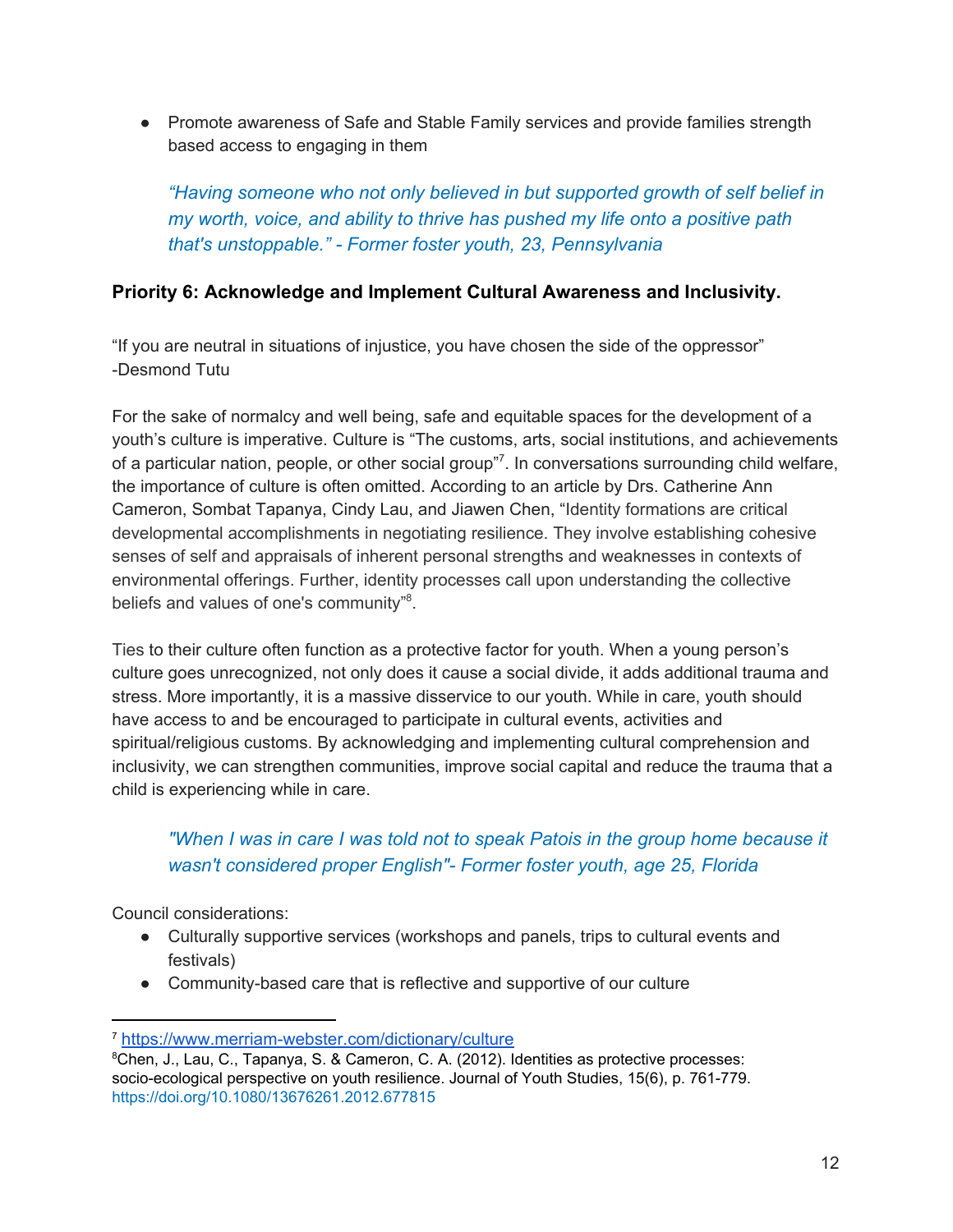- Promote awareness of Safe and Stable Family services and provide families strength based access to engaging in them

> *"Having someone who not only believed in but supported growth of self belief in my worth, voice, and ability to thrive has pushed my life onto a positive path that's unstoppable." - Former foster youth, 23, Pennsylvania*

**Priority 6: Acknowledge and Implement Cultural Awareness and Inclusivity.**

"If you are neutral in situations of injustice, you have chosen the side of the oppressor" -Desmond Tutu

For the sake of normalcy and well being, safe and equitable spaces for the development of a youth's culture is imperative. Culture is "The customs, arts, social institutions, and achievements of a particular nation, people, or other social group"[7]. In conversations surrounding child welfare, the importance of culture is often omitted. According to an article by Drs. Catherine Ann Cameron, Sombat Tapanya, Cindy Lau, and Jiawen Chen, "Identity formations are critical developmental accomplishments in negotiating resilience. They involve establishing cohesive senses of self and appraisals of inherent personal strengths and weaknesses in contexts of environmental offerings. Further, identity processes call upon understanding the collective beliefs and values of one's community"[8].

Ties to their culture often function as a protective factor for youth. When a young person's culture goes unrecognized, not only does it cause a social divide, it adds additional trauma and stress. More importantly, it is a massive disservice to our youth. While in care, youth should have access to and be encouraged to participate in cultural events, activities and spiritual/religious customs. By acknowledging and implementing cultural comprehension and inclusivity, we can strengthen communities, improve social capital and reduce the trauma that a child is experiencing while in care.

> *"When I was in care I was told not to speak Patois in the group home because it wasn't considered proper English"- Former foster youth, age 25, Florida*

Council considerations:

- Culturally supportive services (workshops and panels, trips to cultural events and festivals)
- Community-based care that is reflective and supportive of our culture

---

[7] https://www.merriam-webster.com/dictionary/culture

[8] Chen, J., Lau, C., Tapanya, S. & Cameron, C. A. (2012). Identities as protective processes: socio-ecological perspective on youth resilience. Journal of Youth Studies, 15(6), p. 761-779. https://doi.org/10.1080/13676261.2012.677815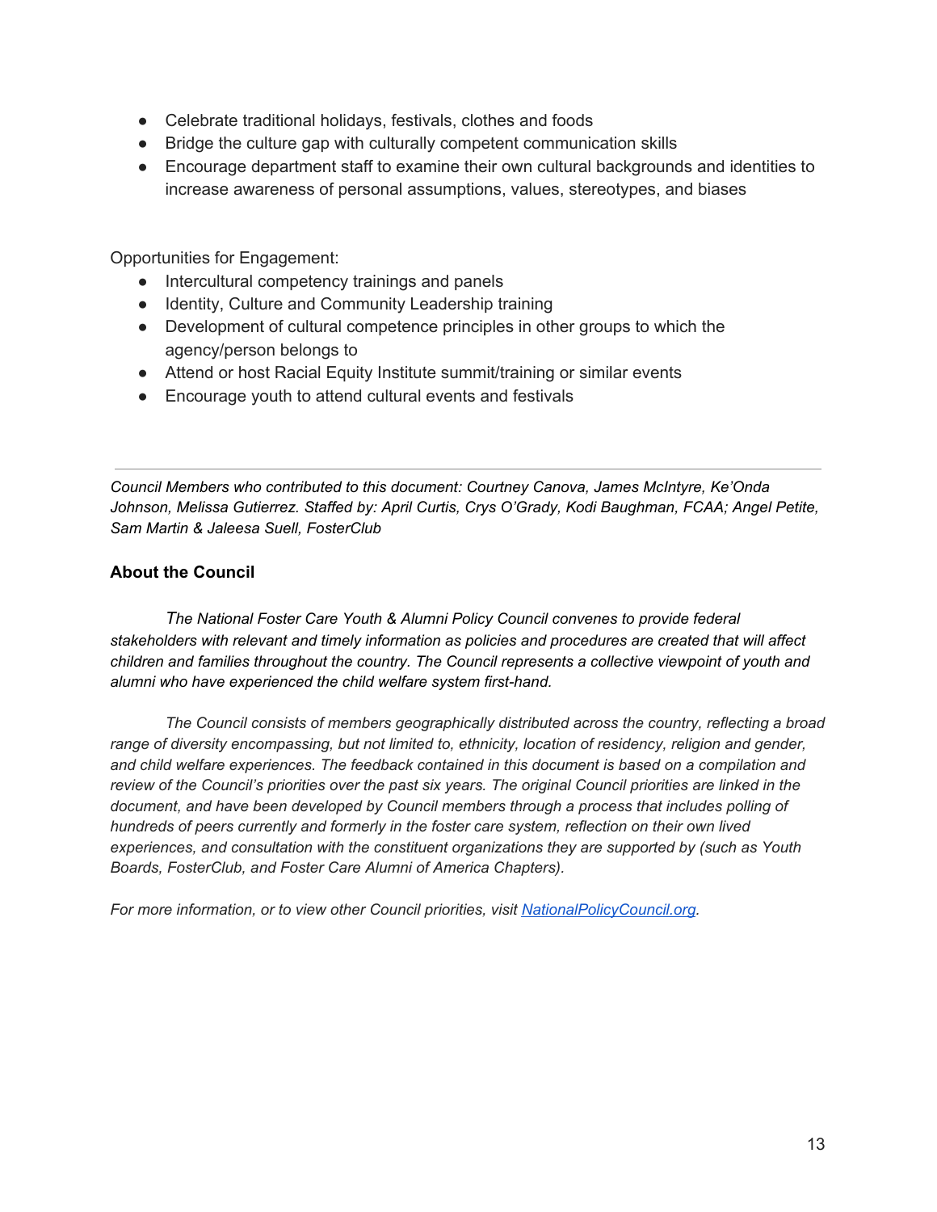- Celebrate traditional holidays, festivals, clothes and foods
- Bridge the culture gap with culturally competent communication skills
- Encourage department staff to examine their own cultural backgrounds and identities to increase awareness of personal assumptions, values, stereotypes, and biases

Opportunities for Engagement:

- Intercultural competency trainings and panels
- Identity, Culture and Community Leadership training
- Development of cultural competence principles in other groups to which the agency/person belongs to
- Attend or host Racial Equity Institute summit/training or similar events
- Encourage youth to attend cultural events and festivals

---

*Council Members who contributed to this document: Courtney Canova, James McIntyre, Ke'Onda Johnson, Melissa Gutierrez. Staffed by: April Curtis, Crys O'Grady, Kodi Baughman, FCAA; Angel Petite, Sam Martin & Jaleesa Suell, FosterClub*

**About the Council**

*The National Foster Care Youth & Alumni Policy Council convenes to provide federal stakeholders with relevant and timely information as policies and procedures are created that will affect children and families throughout the country. The Council represents a collective viewpoint of youth and alumni who have experienced the child welfare system first-hand.*

*The Council consists of members geographically distributed across the country, reflecting a broad range of diversity encompassing, but not limited to, ethnicity, location of residency, religion and gender, and child welfare experiences. The feedback contained in this document is based on a compilation and review of the Council's priorities over the past six years. The original Council priorities are linked in the document, and have been developed by Council members through a process that includes polling of hundreds of peers currently and formerly in the foster care system, reflection on their own lived experiences, and consultation with the constituent organizations they are supported by (such as Youth Boards, FosterClub, and Foster Care Alumni of America Chapters).*

*For more information, or to view other Council priorities, visit [NationalPolicyCouncil.org](NationalPolicyCouncil.org).*